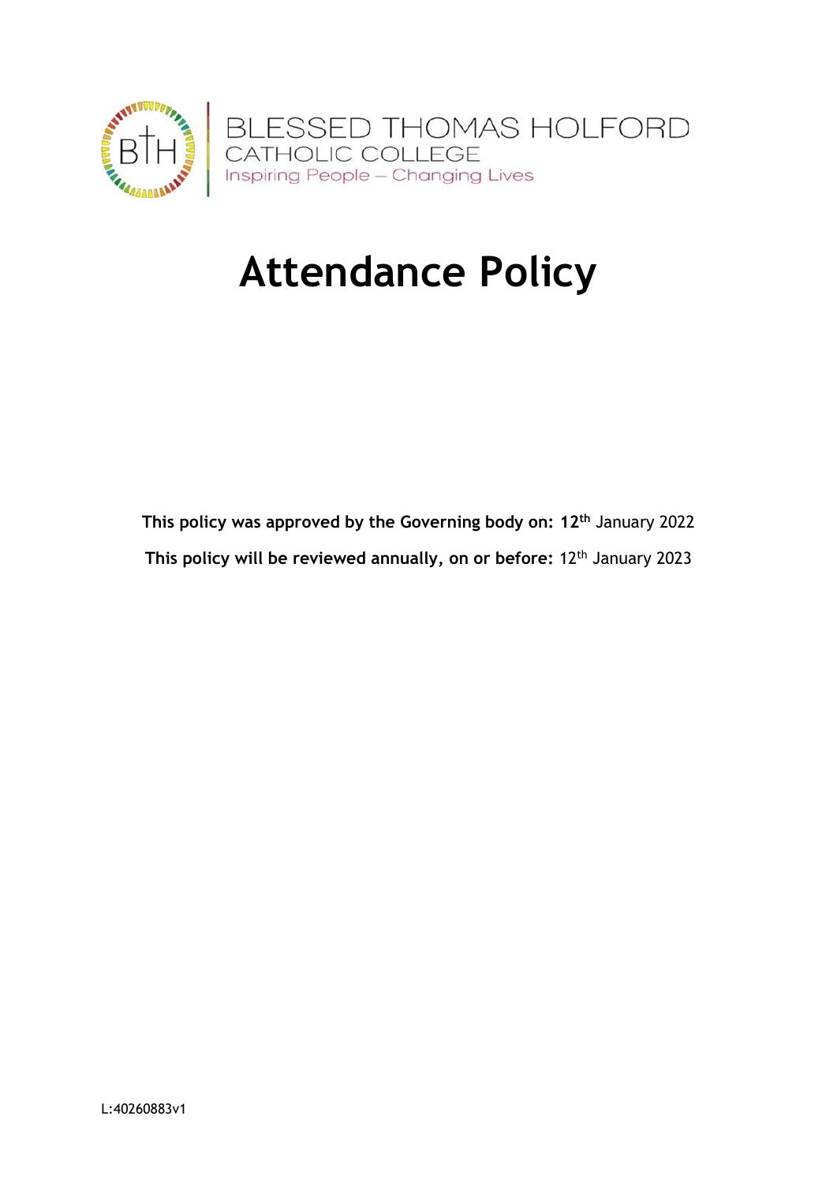BLESSED THOMAS HOLFORD
CATHOLIC COLLEGE
Inspiring People – Changing Lives

# Attendance Policy

**This policy was approved by the Governing body on: 12th** January 2022

**This policy will be reviewed annually, on or before:** 12th January 2023

L:40260883v1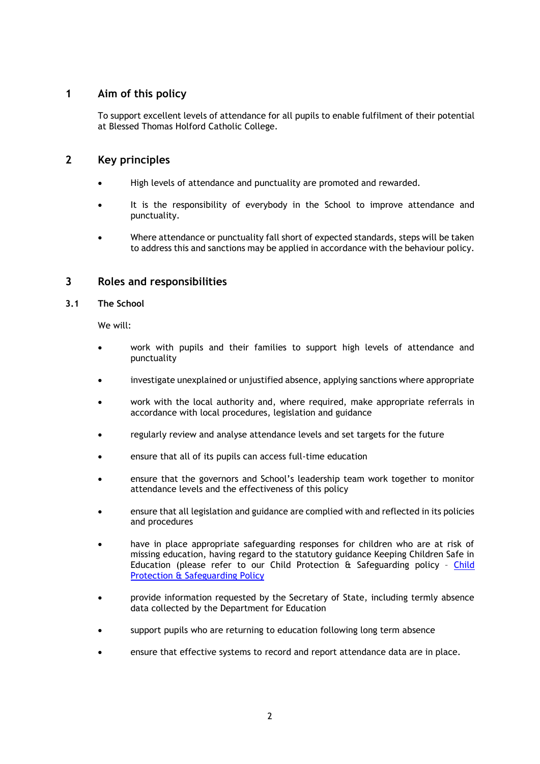## 1 Aim of this policy

To support excellent levels of attendance for all pupils to enable fulfilment of their potential at Blessed Thomas Holford Catholic College.

## 2 Key principles

- High levels of attendance and punctuality are promoted and rewarded.
- It is the responsibility of everybody in the School to improve attendance and punctuality.
- Where attendance or punctuality fall short of expected standards, steps will be taken to address this and sanctions may be applied in accordance with the behaviour policy.

## 3 Roles and responsibilities

### 3.1 The School

We will:

- work with pupils and their families to support high levels of attendance and punctuality
- investigate unexplained or unjustified absence, applying sanctions where appropriate
- work with the local authority and, where required, make appropriate referrals in accordance with local procedures, legislation and guidance
- regularly review and analyse attendance levels and set targets for the future
- ensure that all of its pupils can access full-time education
- ensure that the governors and School's leadership team work together to monitor attendance levels and the effectiveness of this policy
- ensure that all legislation and guidance are complied with and reflected in its policies and procedures
- have in place appropriate safeguarding responses for children who are at risk of missing education, having regard to the statutory guidance Keeping Children Safe in Education (please refer to our Child Protection & Safeguarding policy – [Child Protection & Safeguarding Policy]
- provide information requested by the Secretary of State, including termly absence data collected by the Department for Education
- support pupils who are returning to education following long term absence
- ensure that effective systems to record and report attendance data are in place.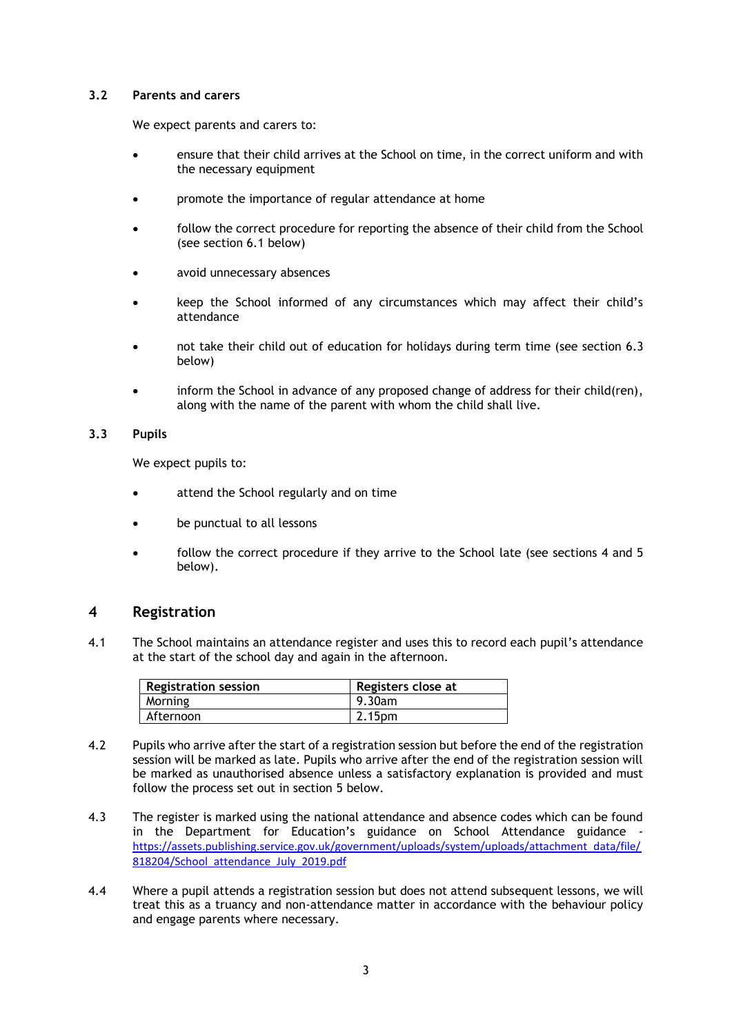### 3.2 Parents and carers

We expect parents and carers to:

- ensure that their child arrives at the School on time, in the correct uniform and with the necessary equipment
- promote the importance of regular attendance at home
- follow the correct procedure for reporting the absence of their child from the School (see section 6.1 below)
- avoid unnecessary absences
- keep the School informed of any circumstances which may affect their child's attendance
- not take their child out of education for holidays during term time (see section 6.3 below)
- inform the School in advance of any proposed change of address for their child(ren), along with the name of the parent with whom the child shall live.

### 3.3 Pupils

We expect pupils to:

- attend the School regularly and on time
- be punctual to all lessons
- follow the correct procedure if they arrive to the School late (see sections 4 and 5 below).

## 4 Registration

4.1 The School maintains an attendance register and uses this to record each pupil's attendance at the start of the school day and again in the afternoon.

| Registration session | Registers close at |
|---|---|
| Morning | 9.30am |
| Afternoon | 2.15pm |

4.2 Pupils who arrive after the start of a registration session but before the end of the registration session will be marked as late. Pupils who arrive after the end of the registration session will be marked as unauthorised absence unless a satisfactory explanation is provided and must follow the process set out in section 5 below.

4.3 The register is marked using the national attendance and absence codes which can be found in the Department for Education's guidance on School Attendance guidance - https://assets.publishing.service.gov.uk/government/uploads/system/uploads/attachment_data/file/818204/School_attendance_July_2019.pdf

4.4 Where a pupil attends a registration session but does not attend subsequent lessons, we will treat this as a truancy and non-attendance matter in accordance with the behaviour policy and engage parents where necessary.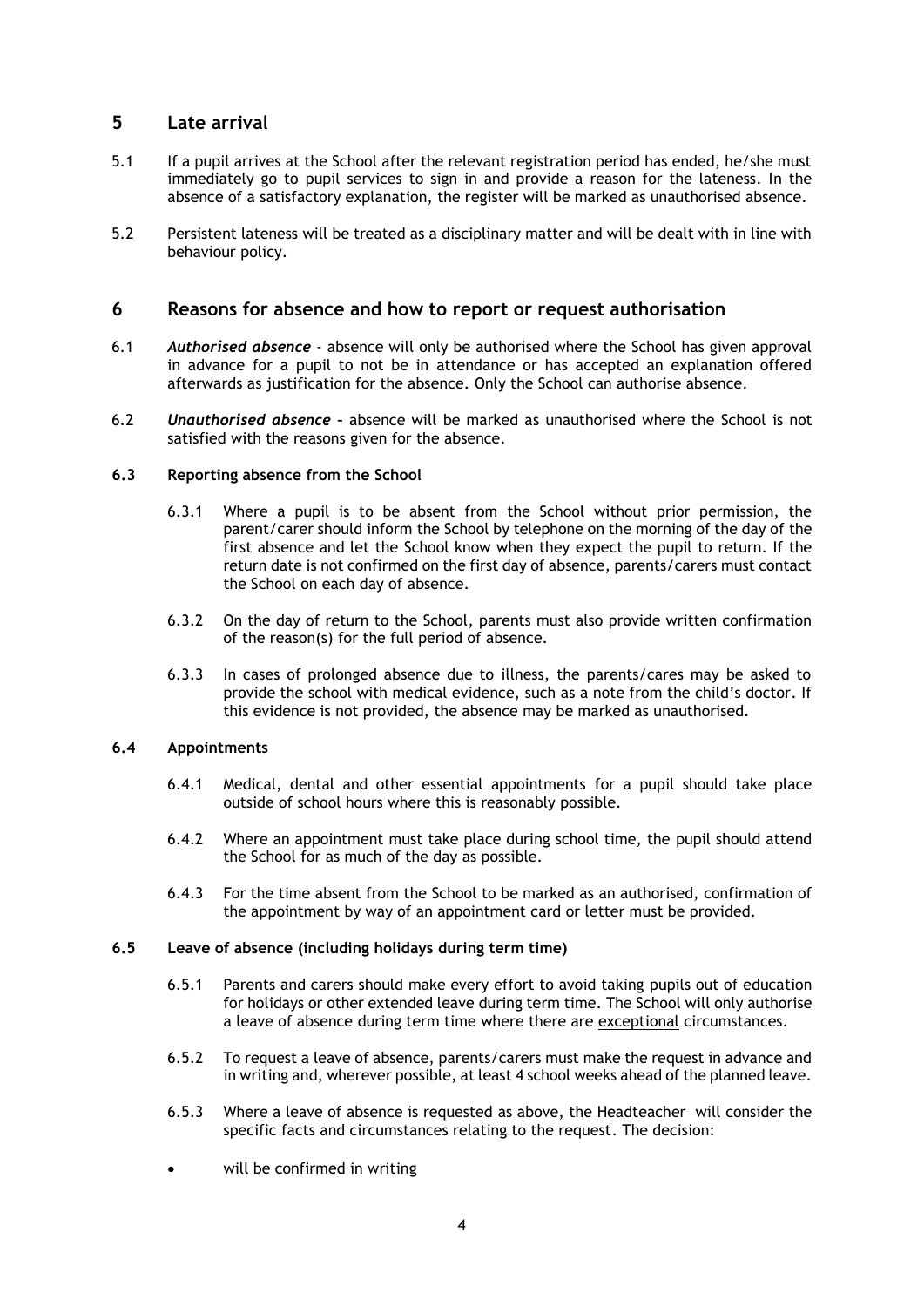## 5 Late arrival

5.1 If a pupil arrives at the School after the relevant registration period has ended, he/she must immediately go to pupil services to sign in and provide a reason for the lateness. In the absence of a satisfactory explanation, the register will be marked as unauthorised absence.

5.2 Persistent lateness will be treated as a disciplinary matter and will be dealt with in line with behaviour policy.

## 6 Reasons for absence and how to report or request authorisation

6.1 ***Authorised absence*** - absence will only be authorised where the School has given approval in advance for a pupil to not be in attendance or has accepted an explanation offered afterwards as justification for the absence. Only the School can authorise absence.

6.2 ***Unauthorised absence*** – absence will be marked as unauthorised where the School is not satisfied with the reasons given for the absence.

### 6.3 Reporting absence from the School

6.3.1 Where a pupil is to be absent from the School without prior permission, the parent/carer should inform the School by telephone on the morning of the day of the first absence and let the School know when they expect the pupil to return. If the return date is not confirmed on the first day of absence, parents/carers must contact the School on each day of absence.

6.3.2 On the day of return to the School, parents must also provide written confirmation of the reason(s) for the full period of absence.

6.3.3 In cases of prolonged absence due to illness, the parents/cares may be asked to provide the school with medical evidence, such as a note from the child's doctor. If this evidence is not provided, the absence may be marked as unauthorised.

### 6.4 Appointments

6.4.1 Medical, dental and other essential appointments for a pupil should take place outside of school hours where this is reasonably possible.

6.4.2 Where an appointment must take place during school time, the pupil should attend the School for as much of the day as possible.

6.4.3 For the time absent from the School to be marked as an authorised, confirmation of the appointment by way of an appointment card or letter must be provided.

### 6.5 Leave of absence (including holidays during term time)

6.5.1 Parents and carers should make every effort to avoid taking pupils out of education for holidays or other extended leave during term time. The School will only authorise a leave of absence during term time where there are exceptional circumstances.

6.5.2 To request a leave of absence, parents/carers must make the request in advance and in writing and, wherever possible, at least 4 school weeks ahead of the planned leave.

6.5.3 Where a leave of absence is requested as above, the Headteacher will consider the specific facts and circumstances relating to the request. The decision:

- will be confirmed in writing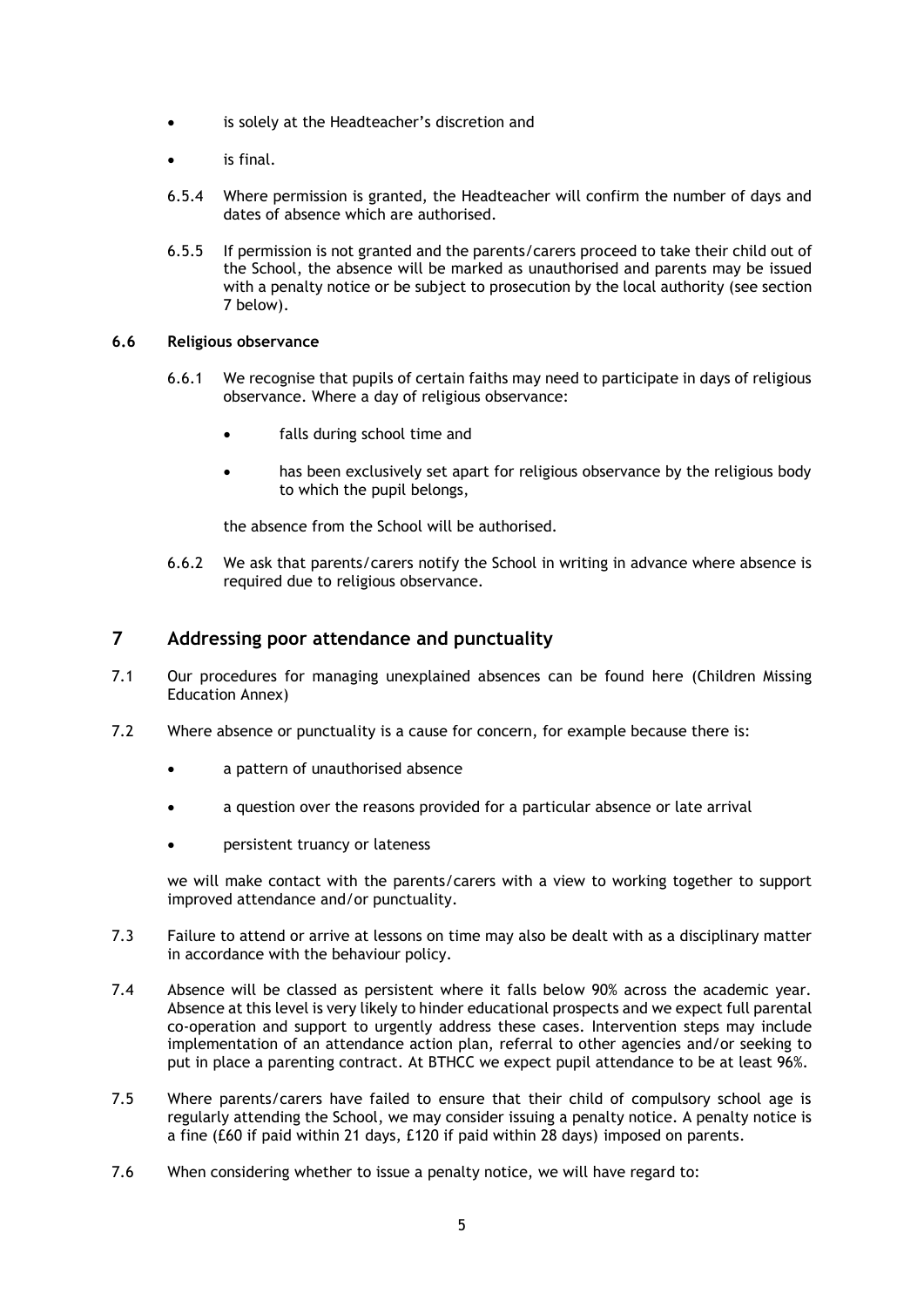- is solely at the Headteacher's discretion and
- is final.

6.5.4 Where permission is granted, the Headteacher will confirm the number of days and dates of absence which are authorised.

6.5.5 If permission is not granted and the parents/carers proceed to take their child out of the School, the absence will be marked as unauthorised and parents may be issued with a penalty notice or be subject to prosecution by the local authority (see section 7 below).

### 6.6 Religious observance

6.6.1 We recognise that pupils of certain faiths may need to participate in days of religious observance. Where a day of religious observance:

- falls during school time and
- has been exclusively set apart for religious observance by the religious body to which the pupil belongs,

the absence from the School will be authorised.

6.6.2 We ask that parents/carers notify the School in writing in advance where absence is required due to religious observance.

## 7 Addressing poor attendance and punctuality

7.1 Our procedures for managing unexplained absences can be found here (Children Missing Education Annex)

7.2 Where absence or punctuality is a cause for concern, for example because there is:

- a pattern of unauthorised absence
- a question over the reasons provided for a particular absence or late arrival
- persistent truancy or lateness

we will make contact with the parents/carers with a view to working together to support improved attendance and/or punctuality.

7.3 Failure to attend or arrive at lessons on time may also be dealt with as a disciplinary matter in accordance with the behaviour policy.

7.4 Absence will be classed as persistent where it falls below 90% across the academic year. Absence at this level is very likely to hinder educational prospects and we expect full parental co-operation and support to urgently address these cases. Intervention steps may include implementation of an attendance action plan, referral to other agencies and/or seeking to put in place a parenting contract. At BTHCC we expect pupil attendance to be at least 96%.

7.5 Where parents/carers have failed to ensure that their child of compulsory school age is regularly attending the School, we may consider issuing a penalty notice. A penalty notice is a fine (£60 if paid within 21 days, £120 if paid within 28 days) imposed on parents.

7.6 When considering whether to issue a penalty notice, we will have regard to: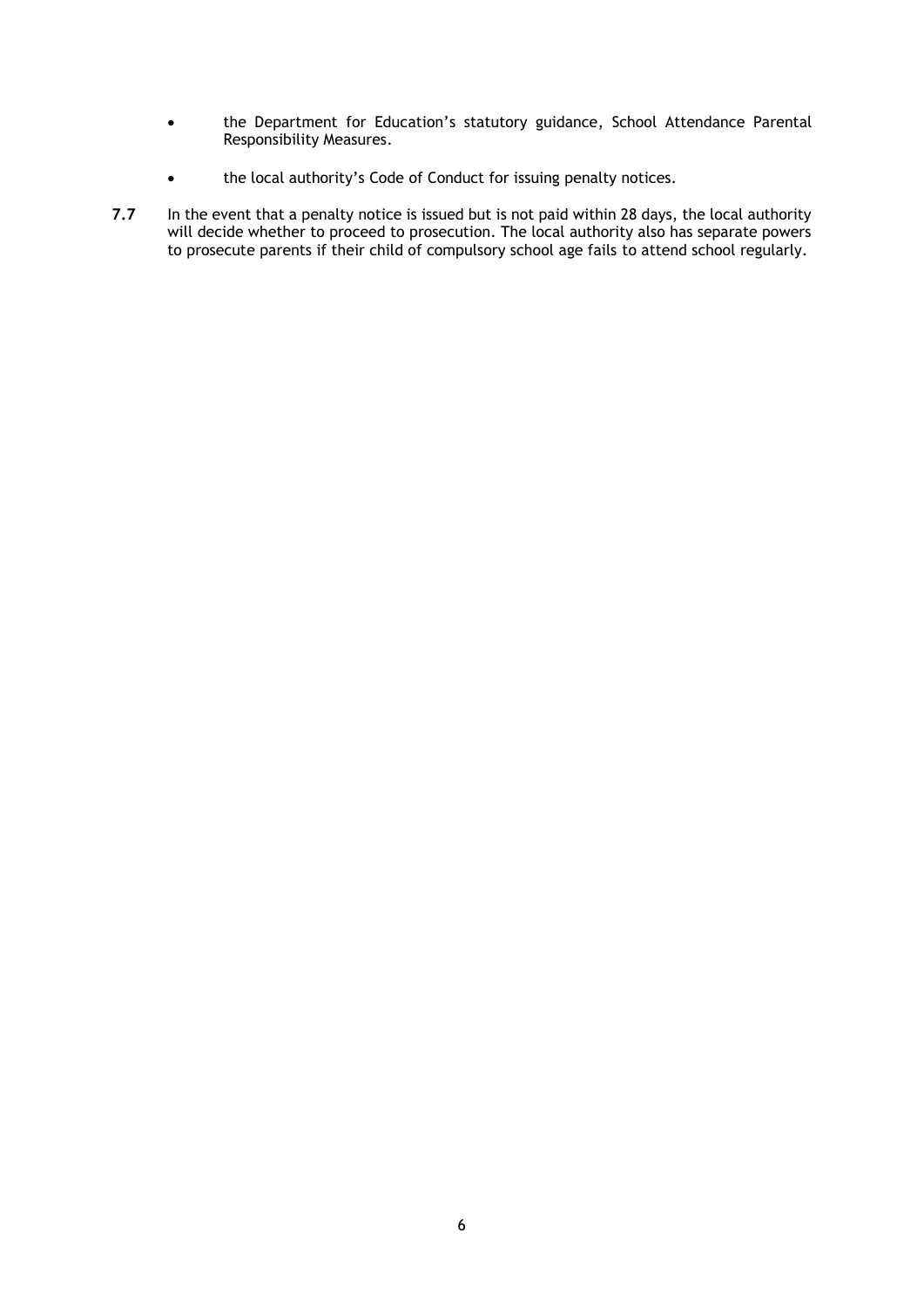- the Department for Education's statutory guidance, School Attendance Parental Responsibility Measures.

- the local authority's Code of Conduct for issuing penalty notices.

**7.7** In the event that a penalty notice is issued but is not paid within 28 days, the local authority will decide whether to proceed to prosecution. The local authority also has separate powers to prosecute parents if their child of compulsory school age fails to attend school regularly.